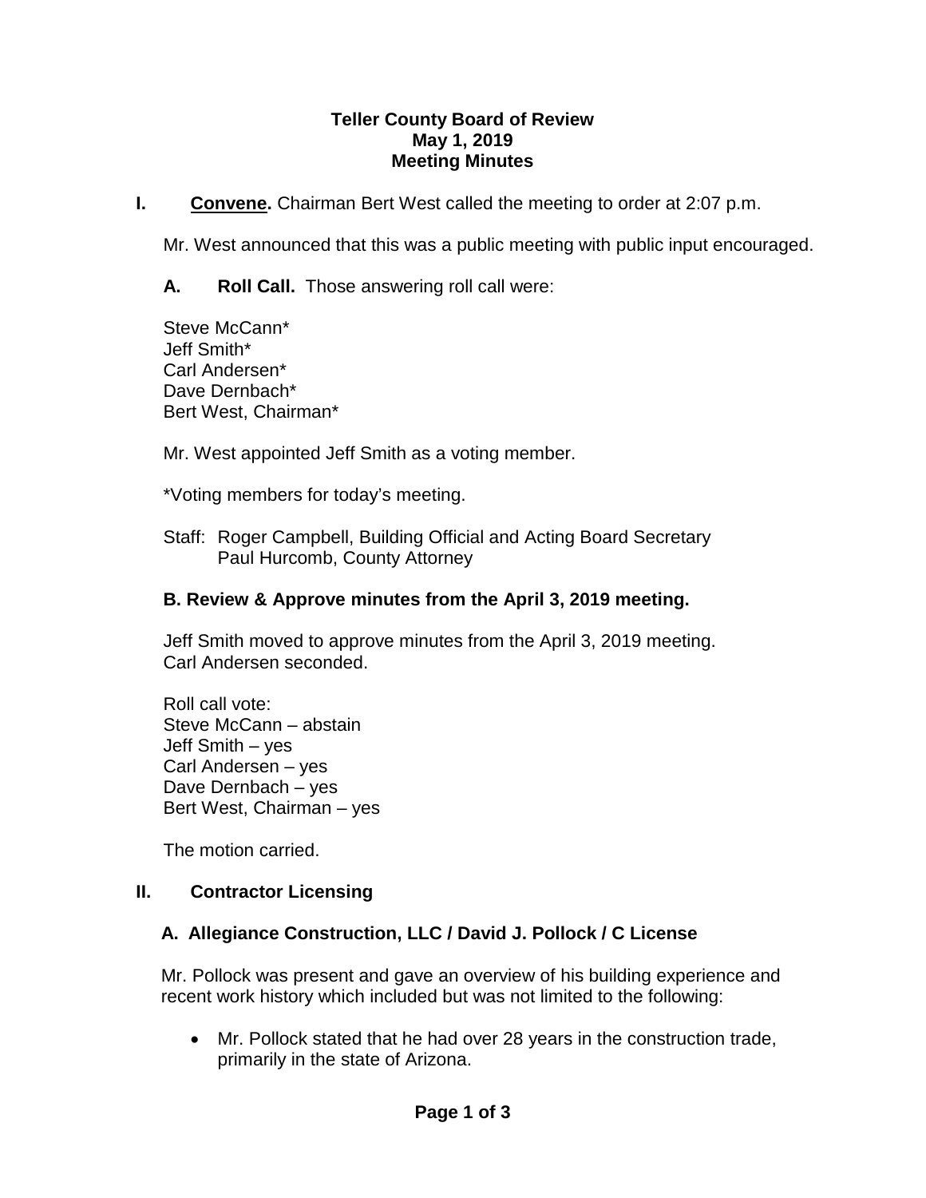# Teller County Board of Review
## May 1, 2019
## Meeting Minutes

**I. Convene.** Chairman Bert West called the meeting to order at 2:07 p.m.

Mr. West announced that this was a public meeting with public input encouraged.

**A. Roll Call.** Those answering roll call were:

Steve McCann*
Jeff Smith*
Carl Andersen*
Dave Dernbach*
Bert West, Chairman*

Mr. West appointed Jeff Smith as a voting member.

*Voting members for today's meeting.

Staff: Roger Campbell, Building Official and Acting Board Secretary
Paul Hurcomb, County Attorney

### B. Review & Approve minutes from the April 3, 2019 meeting.

Jeff Smith moved to approve minutes from the April 3, 2019 meeting.
Carl Andersen seconded.

Roll call vote:
Steve McCann – abstain
Jeff Smith – yes
Carl Andersen – yes
Dave Dernbach – yes
Bert West, Chairman – yes

The motion carried.

## II. Contractor Licensing

### A. Allegiance Construction, LLC / David J. Pollock / C License

Mr. Pollock was present and gave an overview of his building experience and recent work history which included but was not limited to the following:

- Mr. Pollock stated that he had over 28 years in the construction trade, primarily in the state of Arizona.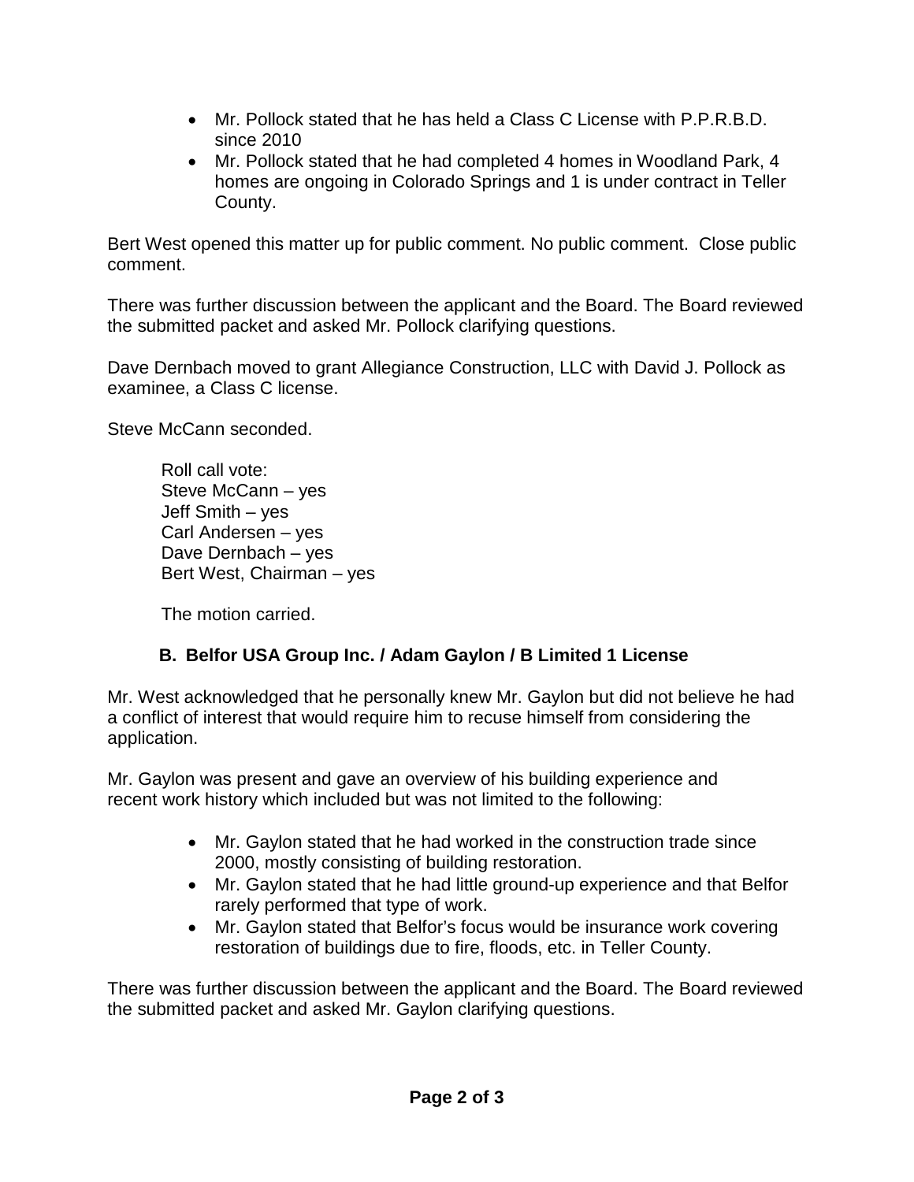- Mr. Pollock stated that he has held a Class C License with P.P.R.B.D. since 2010
- Mr. Pollock stated that he had completed 4 homes in Woodland Park, 4 homes are ongoing in Colorado Springs and 1 is under contract in Teller County.

Bert West opened this matter up for public comment. No public comment. Close public comment.

There was further discussion between the applicant and the Board. The Board reviewed the submitted packet and asked Mr. Pollock clarifying questions.

Dave Dernbach moved to grant Allegiance Construction, LLC with David J. Pollock as examinee, a Class C license.

Steve McCann seconded.

Roll call vote:
Steve McCann – yes
Jeff Smith – yes
Carl Andersen – yes
Dave Dernbach – yes
Bert West, Chairman – yes

The motion carried.

### B. Belfor USA Group Inc. / Adam Gaylon / B Limited 1 License

Mr. West acknowledged that he personally knew Mr. Gaylon but did not believe he had a conflict of interest that would require him to recuse himself from considering the application.

Mr. Gaylon was present and gave an overview of his building experience and recent work history which included but was not limited to the following:

- Mr. Gaylon stated that he had worked in the construction trade since 2000, mostly consisting of building restoration.
- Mr. Gaylon stated that he had little ground-up experience and that Belfor rarely performed that type of work.
- Mr. Gaylon stated that Belfor's focus would be insurance work covering restoration of buildings due to fire, floods, etc. in Teller County.

There was further discussion between the applicant and the Board. The Board reviewed the submitted packet and asked Mr. Gaylon clarifying questions.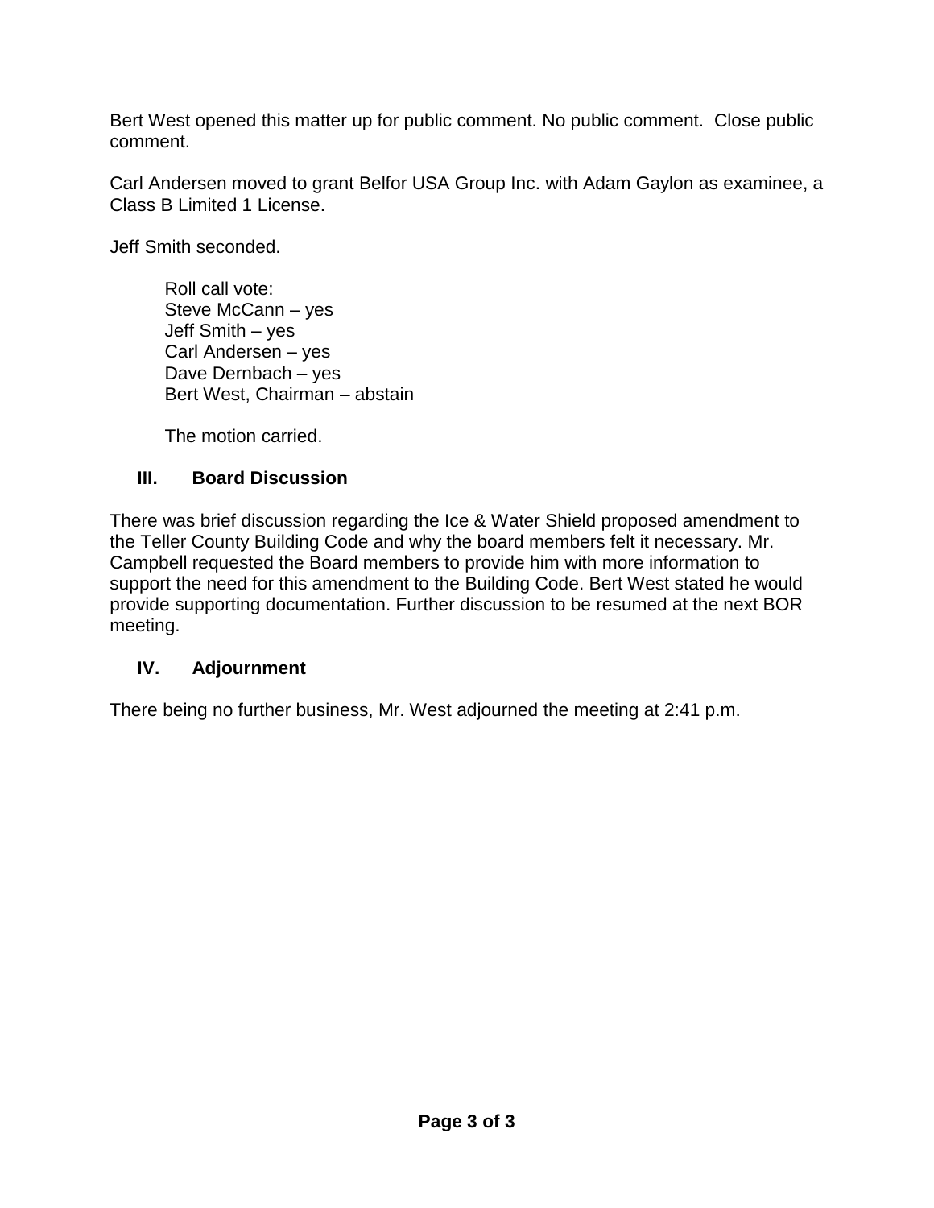Bert West opened this matter up for public comment. No public comment. Close public comment.

Carl Andersen moved to grant Belfor USA Group Inc. with Adam Gaylon as examinee, a Class B Limited 1 License.

Jeff Smith seconded.

Roll call vote:
Steve McCann – yes
Jeff Smith – yes
Carl Andersen – yes
Dave Dernbach – yes
Bert West, Chairman – abstain

The motion carried.

## III. Board Discussion

There was brief discussion regarding the Ice & Water Shield proposed amendment to the Teller County Building Code and why the board members felt it necessary. Mr. Campbell requested the Board members to provide him with more information to support the need for this amendment to the Building Code. Bert West stated he would provide supporting documentation. Further discussion to be resumed at the next BOR meeting.

## IV. Adjournment

There being no further business, Mr. West adjourned the meeting at 2:41 p.m.